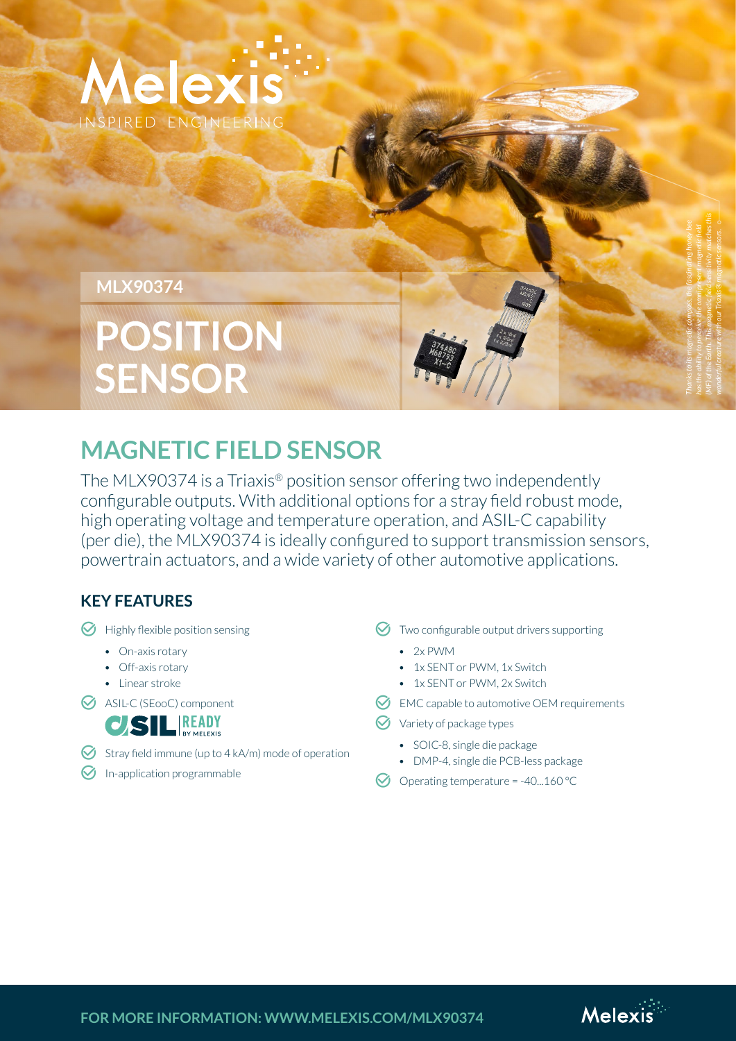MLX90374

# POSITION SENSOR

## MAGNETIC FIELD SENSOR

The MLX90374 is a Triaxis® position sensor offering two independently configurable outputs. With additional options for a stray field robust mode, high operating voltage and temperature operation, and ASIL-C capability (per die), the MLX90374 is ideally configured to support transmission sensors, powertrain actuators, and a wide variety of other automotive applications.

### KEY FEATURES

- Highly flexible position sensing
  - On-axis rotary
  - Off-axis rotary
  - Linear stroke
- ASIL-C (SEooC) component
- Stray field immune (up to 4 kA/m) mode of operation
- In-application programmable
- Two configurable output drivers supporting
  - 2x PWM
  - 1x SENT or PWM, 1x Switch
  - 1x SENT or PWM, 2x Switch
- EMC capable to automotive OEM requirements
- Variety of package types
  - SOIC-8, single die package
  - DMP-4, single die PCB-less package
- Operating temperature = -40...160 °C

*Thanks to its magnetic compass, the fascinating honey bee has the ability to perceive the omnipresent magnetic field (MF) of the Earth. This magnetic field sensitivity matches this wonderful creature with our Triaxis® magnetic sensors.*

**FOR MORE INFORMATION: WWW.MELEXIS.COM/MLX90374**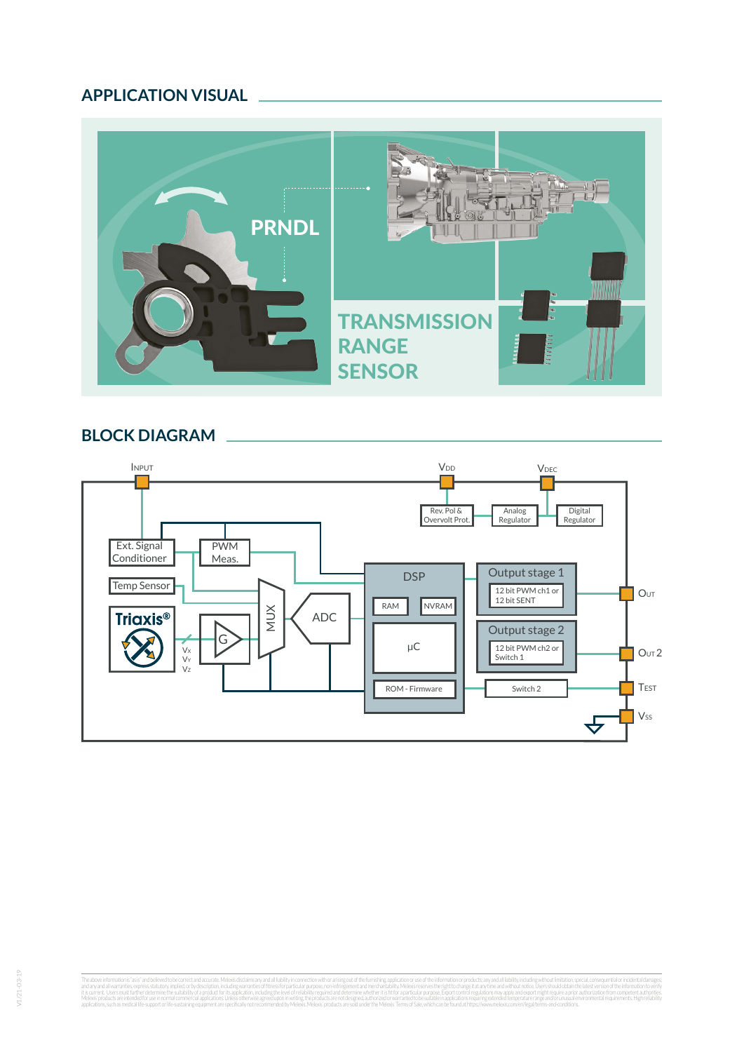## APPLICATION VISUAL

PRNDL

TRANSMISSION RANGE SENSOR

## BLOCK DIAGRAM

INPUT

VDD

VDEC

Rev. Pol & Overvolt Prot.

Analog Regulator

Digital Regulator

Ext. Signal Conditioner

PWM Meas.

Temp Sensor

Triaxis®

G

Vx
Vy
Vz

MUX

ADC

DSP

RAM

NVRAM

µC

ROM - Firmware

Output stage 1

12 bit PWM ch1 or 12 bit SENT

Output stage 2

12 bit PWM ch2 or Switch 1

Switch 2

OUT

OUT 2

TEST

VSS

The above information is "as is" and believed to be correct and accurate. Melexis disclaims any and all liability in connection with or arising out of the furnishing, application or use of the information or products; any and all liability, including without limitation, special, consequential or incidental damages; and any and all warranties, express, statutory, implied, or by description, including warranties of fitness for particular purpose, non-infringement and merchantability. Melexis reserves the right to change it at any time and without notice. Users should obtain the latest version of the information to verify it is current. Users must further determine the suitability of a product for its application, including the level of reliability required and determine whether it is fit for a particular purpose. Export control regulations may apply and export might require a prior authorization from competent authorities. Melexis products are intended for use in normal commercial applications. Unless otherwise agreed upon in writing, the products are not designed, authorized or warranted to be suitable in applications requiring extended temperature range and/or unusual environmental requirements. High reliability applications, such as medical life-support or life-sustaining equipment are specifically not recommended by Melexis. Melexis products are sold under the Melexis Terms of Sale, which can be found at https://www.melexis.com/en/legal/terms-and-conditions.